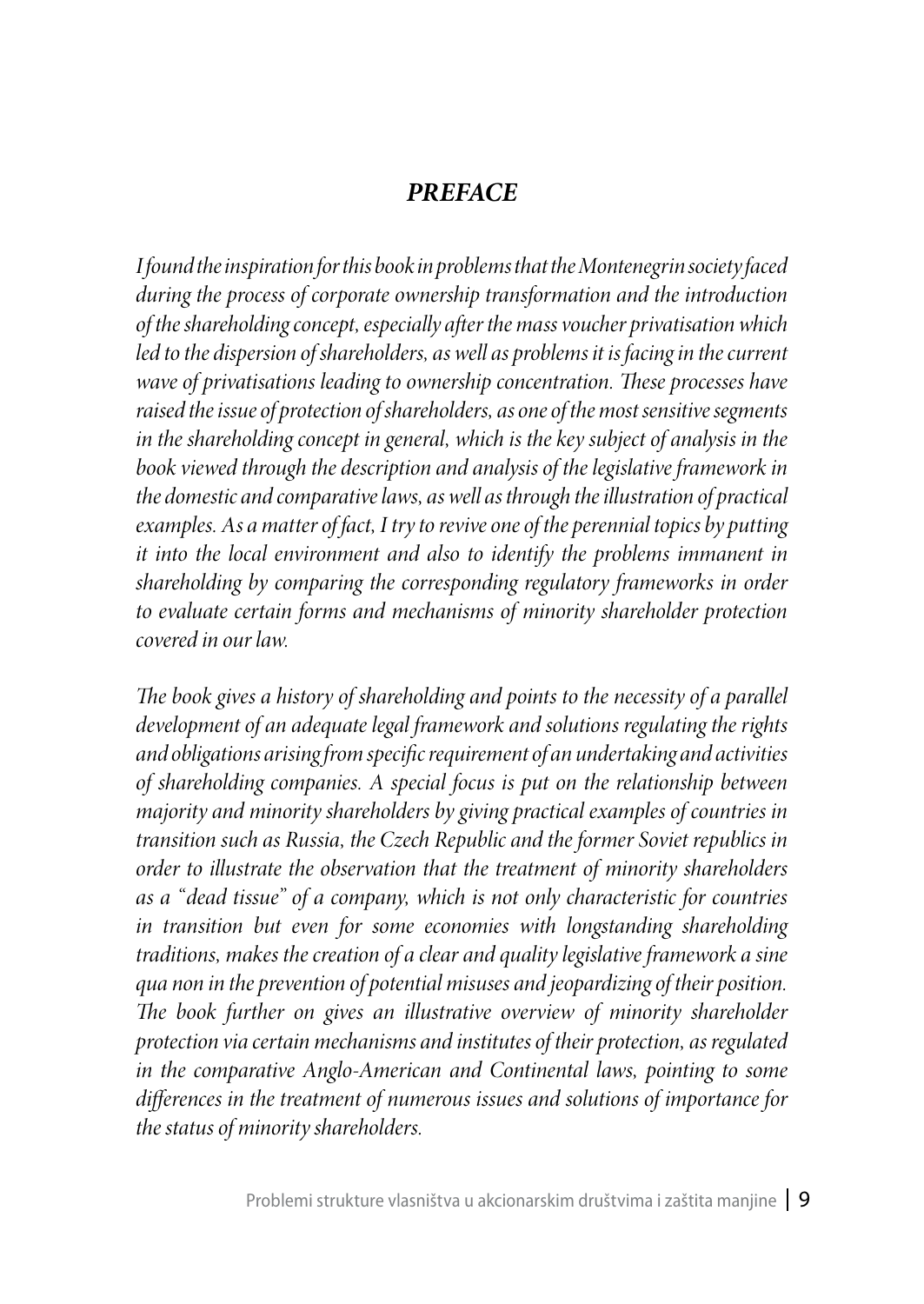## *PREFACE*

*I found the inspiration for this book in problems that the Montenegrin society faced during the process of corporate ownership transformation and the introduction of the shareholding concept, especially after the mass voucher privatisation which led to the dispersion of shareholders, as well as problems it is facing in the current wave of privatisations leading to ownership concentration. These processes have raised the issue of protection of shareholders, as one of the most sensitive segments in the shareholding concept in general, which is the key subject of analysis in the book viewed through the description and analysis of the legislative framework in the domestic and comparative laws, as well as through the illustration of practical examples. As a matter of fact, I try to revive one of the perennial topics by putting it into the local environment and also to identify the problems immanent in shareholding by comparing the corresponding regulatory frameworks in order to evaluate certain forms and mechanisms of minority shareholder protection covered in our law.*

*The book gives a history of shareholding and points to the necessity of a parallel development of an adequate legal framework and solutions regulating the rights and obligations arising from specific requirement of an undertaking and activities of shareholding companies. A special focus is put on the relationship between majority and minority shareholders by giving practical examples of countries in transition such as Russia, the Czech Republic and the former Soviet republics in order to illustrate the observation that the treatment of minority shareholders as a "dead tissue" of a company, which is not only characteristic for countries in transition but even for some economies with longstanding shareholding traditions, makes the creation of a clear and quality legislative framework a sine qua non in the prevention of potential misuses and jeopardizing of their position. The book further on gives an illustrative overview of minority shareholder protection via certain mechanisms and institutes of their protection, as regulated in the comparative Anglo-American and Continental laws, pointing to some differences in the treatment of numerous issues and solutions of importance for the status of minority shareholders.*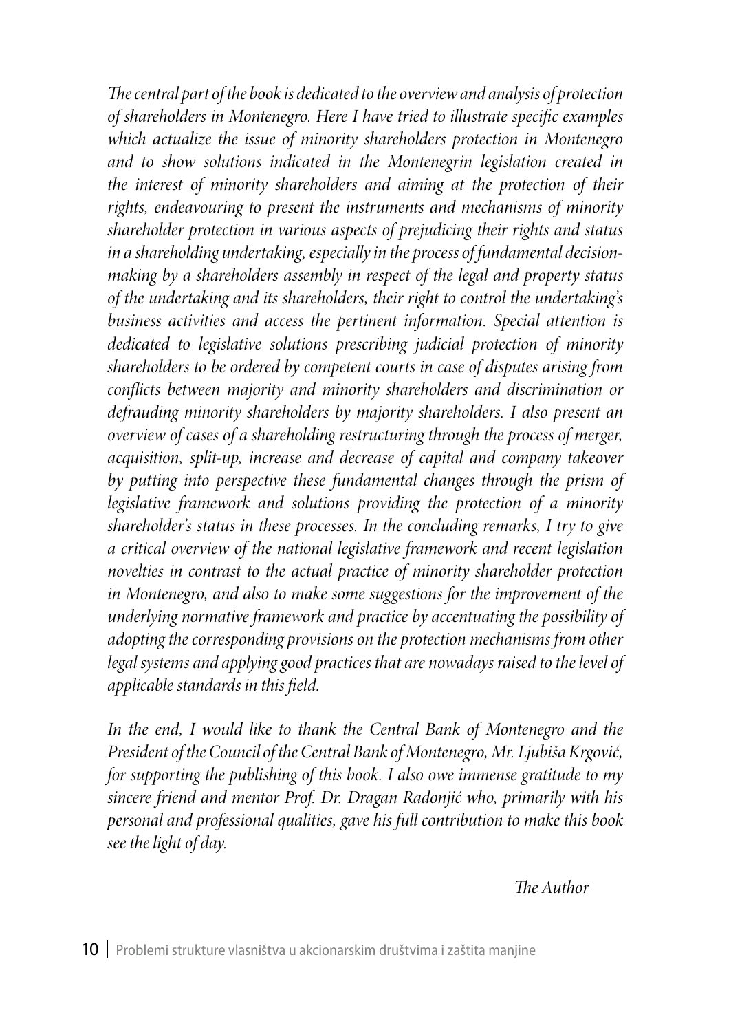*The central part of the book is dedicated to the overview and analysis of protection of shareholders in Montenegro. Here I have tried to illustrate specific examples which actualize the issue of minority shareholders protection in Montenegro and to show solutions indicated in the Montenegrin legislation created in the interest of minority shareholders and aiming at the protection of their rights, endeavouring to present the instruments and mechanisms of minority shareholder protection in various aspects of prejudicing their rights and status in a shareholding undertaking, especially in the process of fundamental decision-making by a shareholders assembly in respect of the legal and property status of the undertaking and its shareholders, their right to control the undertaking's business activities and access the pertinent information. Special attention is dedicated to legislative solutions prescribing judicial protection of minority shareholders to be ordered by competent courts in case of disputes arising from conflicts between majority and minority shareholders and discrimination or defrauding minority shareholders by majority shareholders. I also present an overview of cases of a shareholding restructuring through the process of merger, acquisition, split-up, increase and decrease of capital and company takeover by putting into perspective these fundamental changes through the prism of legislative framework and solutions providing the protection of a minority shareholder's status in these processes. In the concluding remarks, I try to give a critical overview of the national legislative framework and recent legislation novelties in contrast to the actual practice of minority shareholder protection in Montenegro, and also to make some suggestions for the improvement of the underlying normative framework and practice by accentuating the possibility of adopting the corresponding provisions on the protection mechanisms from other legal systems and applying good practices that are nowadays raised to the level of applicable standards in this field.*

*In the end, I would like to thank the Central Bank of Montenegro and the President of the Council of the Central Bank of Montenegro, Mr. Ljubiša Krgović, for supporting the publishing of this book. I also owe immense gratitude to my sincere friend and mentor Prof. Dr. Dragan Radonjić who, primarily with his personal and professional qualities, gave his full contribution to make this book see the light of day.*

*The Author*